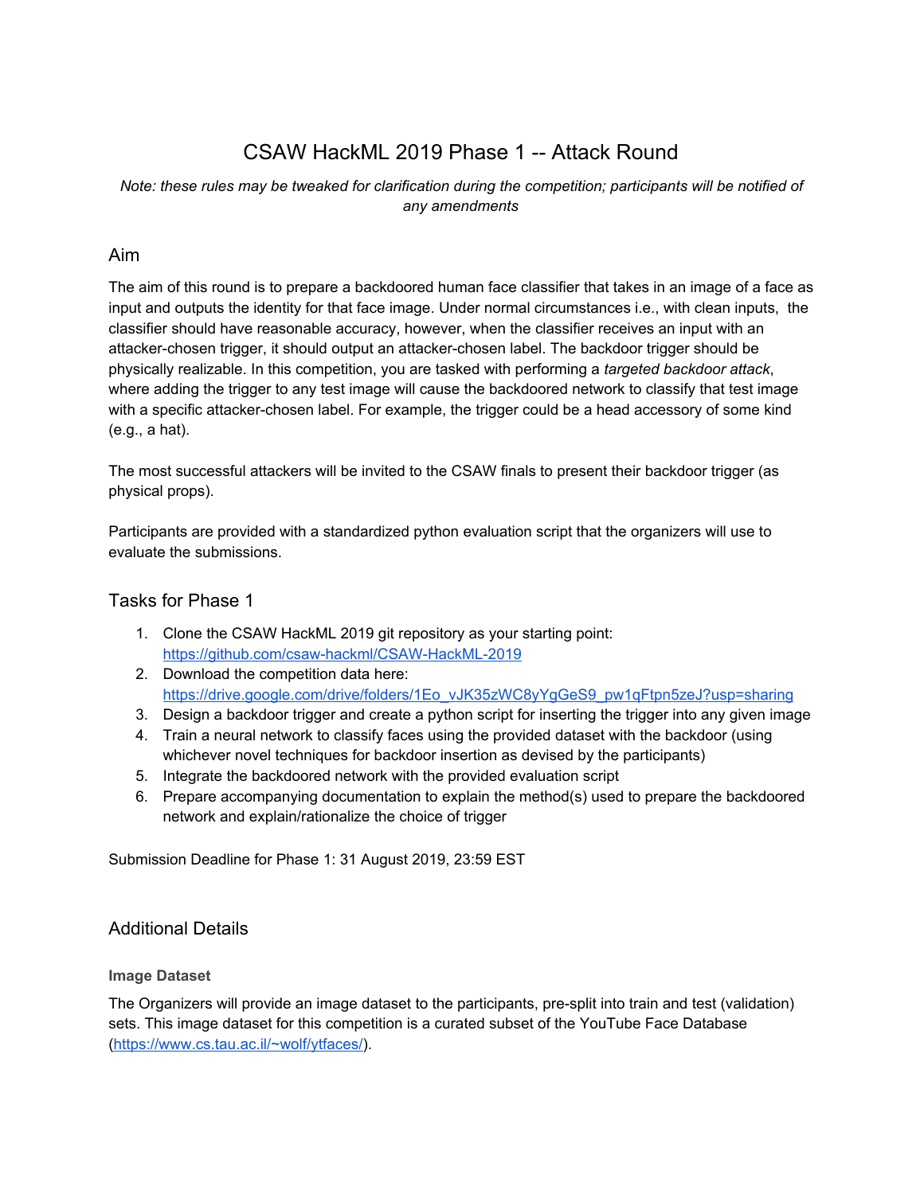# CSAW HackML 2019 Phase 1 -- Attack Round

*Note: these rules may be tweaked for clarification during the competition; participants will be notified of any amendments*

## Aim

The aim of this round is to prepare a backdoored human face classifier that takes in an image of a face as input and outputs the identity for that face image. Under normal circumstances i.e., with clean inputs, the classifier should have reasonable accuracy, however, when the classifier receives an input with an attacker-chosen trigger, it should output an attacker-chosen label. The backdoor trigger should be physically realizable. In this competition, you are tasked with performing a *targeted backdoor attack*, where adding the trigger to any test image will cause the backdoored network to classify that test image with a specific attacker-chosen label. For example, the trigger could be a head accessory of some kind (e.g., a hat).

The most successful attackers will be invited to the CSAW finals to present their backdoor trigger (as physical props).

Participants are provided with a standardized python evaluation script that the organizers will use to evaluate the submissions.

## Tasks for Phase 1

1. Clone the CSAW HackML 2019 git repository as your starting point: https://github.com/csaw-hackml/CSAW-HackML-2019
2. Download the competition data here: https://drive.google.com/drive/folders/1Eo_vJK35zWC8yYgGeS9_pw1qFtpn5zeJ?usp=sharing
3. Design a backdoor trigger and create a python script for inserting the trigger into any given image
4. Train a neural network to classify faces using the provided dataset with the backdoor (using whichever novel techniques for backdoor insertion as devised by the participants)
5. Integrate the backdoored network with the provided evaluation script
6. Prepare accompanying documentation to explain the method(s) used to prepare the backdoored network and explain/rationalize the choice of trigger

Submission Deadline for Phase 1: 31 August 2019, 23:59 EST

## Additional Details

### Image Dataset

The Organizers will provide an image dataset to the participants, pre-split into train and test (validation) sets. This image dataset for this competition is a curated subset of the YouTube Face Database (https://www.cs.tau.ac.il/~wolf/ytfaces/).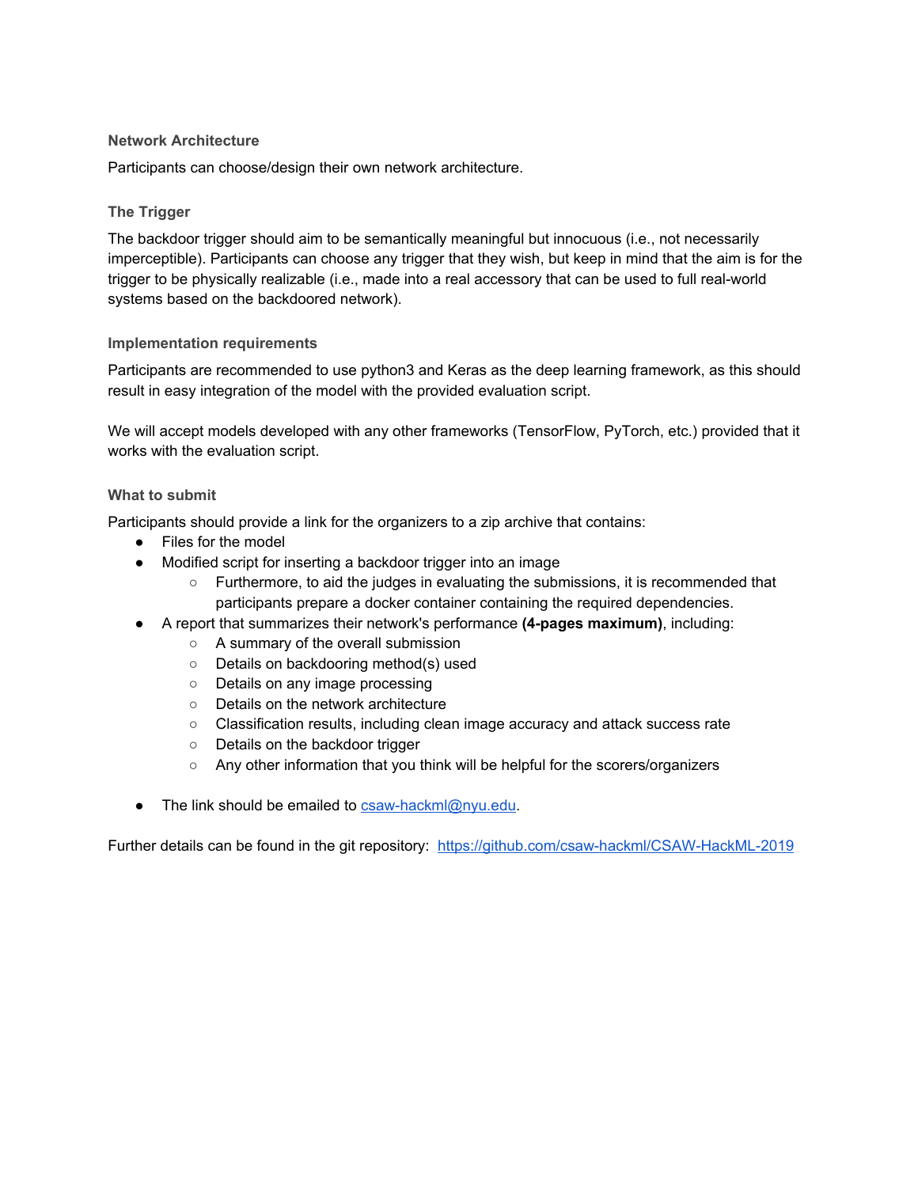### Network Architecture

Participants can choose/design their own network architecture.

### The Trigger

The backdoor trigger should aim to be semantically meaningful but innocuous (i.e., not necessarily imperceptible). Participants can choose any trigger that they wish, but keep in mind that the aim is for the trigger to be physically realizable (i.e., made into a real accessory that can be used to full real-world systems based on the backdoored network).

### Implementation requirements

Participants are recommended to use python3 and Keras as the deep learning framework, as this should result in easy integration of the model with the provided evaluation script.

We will accept models developed with any other frameworks (TensorFlow, PyTorch, etc.) provided that it works with the evaluation script.

### What to submit

Participants should provide a link for the organizers to a zip archive that contains:

- Files for the model
- Modified script for inserting a backdoor trigger into an image
    - Furthermore, to aid the judges in evaluating the submissions, it is recommended that participants prepare a docker container containing the required dependencies.
- A report that summarizes their network's performance **(4-pages maximum)**, including:
    - A summary of the overall submission
    - Details on backdooring method(s) used
    - Details on any image processing
    - Details on the network architecture
    - Classification results, including clean image accuracy and attack success rate
    - Details on the backdoor trigger
    - Any other information that you think will be helpful for the scorers/organizers

- The link should be emailed to [csaw-hackml@nyu.edu](mailto:csaw-hackml@nyu.edu).

Further details can be found in the git repository: [https://github.com/csaw-hackml/CSAW-HackML-2019](https://github.com/csaw-hackml/CSAW-HackML-2019)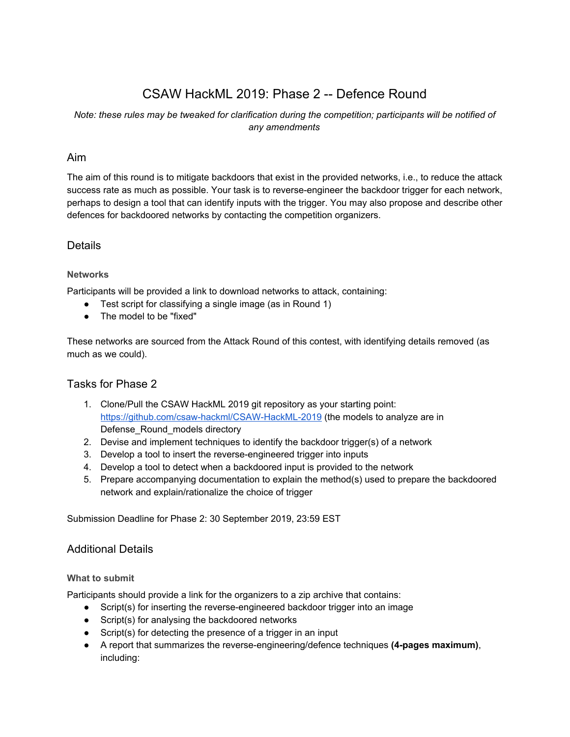# CSAW HackML 2019: Phase 2 -- Defence Round

*Note: these rules may be tweaked for clarification during the competition; participants will be notified of any amendments*

## Aim

The aim of this round is to mitigate backdoors that exist in the provided networks, i.e., to reduce the attack success rate as much as possible. Your task is to reverse-engineer the backdoor trigger for each network, perhaps to design a tool that can identify inputs with the trigger. You may also propose and describe other defences for backdoored networks by contacting the competition organizers.

## Details

### Networks

Participants will be provided a link to download networks to attack, containing:

- Test script for classifying a single image (as in Round 1)
- The model to be "fixed"

These networks are sourced from the Attack Round of this contest, with identifying details removed (as much as we could).

## Tasks for Phase 2

1. Clone/Pull the CSAW HackML 2019 git repository as your starting point: [https://github.com/csaw-hackml/CSAW-HackML-2019](https://github.com/csaw-hackml/CSAW-HackML-2019) (the models to analyze are in Defense_Round_models directory
2. Devise and implement techniques to identify the backdoor trigger(s) of a network
3. Develop a tool to insert the reverse-engineered trigger into inputs
4. Develop a tool to detect when a backdoored input is provided to the network
5. Prepare accompanying documentation to explain the method(s) used to prepare the backdoored network and explain/rationalize the choice of trigger

Submission Deadline for Phase 2: 30 September 2019, 23:59 EST

## Additional Details

### What to submit

Participants should provide a link for the organizers to a zip archive that contains:

- Script(s) for inserting the reverse-engineered backdoor trigger into an image
- Script(s) for analysing the backdoored networks
- Script(s) for detecting the presence of a trigger in an input
- A report that summarizes the reverse-engineering/defence techniques **(4-pages maximum)**, including: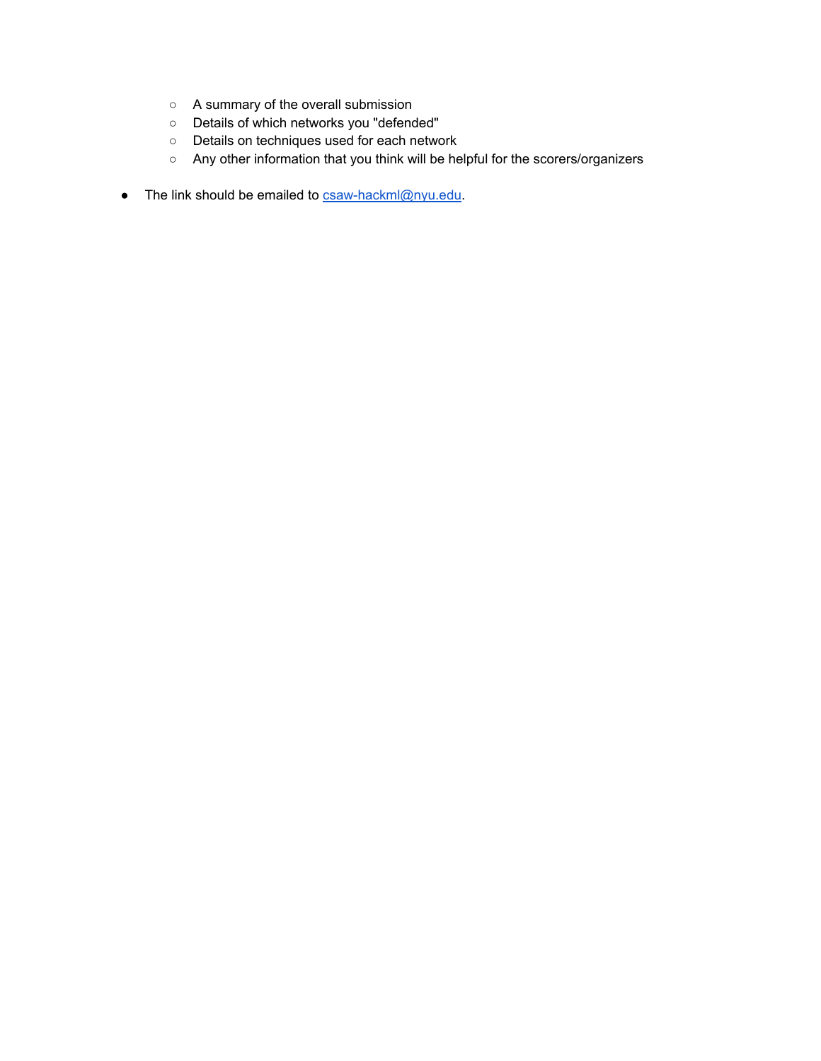- A summary of the overall submission
    - Details of which networks you "defended"
    - Details on techniques used for each network
    - Any other information that you think will be helpful for the scorers/organizers

- The link should be emailed to [csaw-hackml@nyu.edu](mailto:csaw-hackml@nyu.edu).